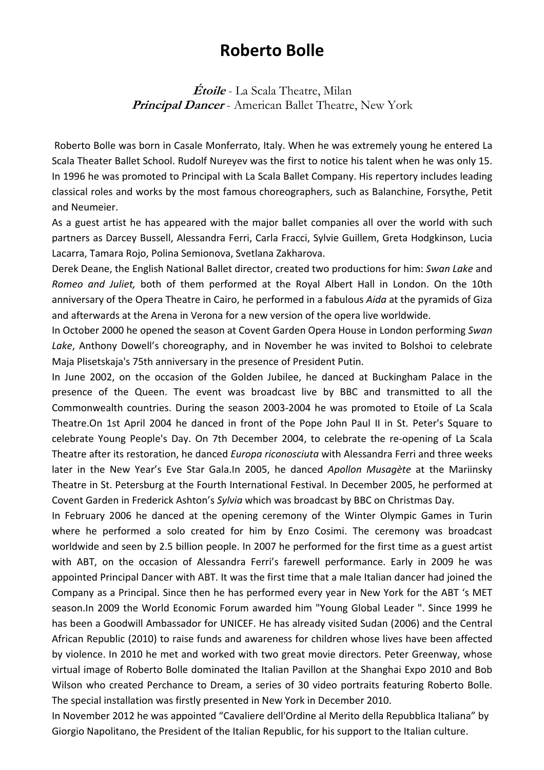# Roberto Bolle

***Étoile*** - La Scala Theatre, Milan
***Principal Dancer*** - American Ballet Theatre, New York

Roberto Bolle was born in Casale Monferrato, Italy. When he was extremely young he entered La Scala Theater Ballet School. Rudolf Nureyev was the first to notice his talent when he was only 15. In 1996 he was promoted to Principal with La Scala Ballet Company. His repertory includes leading classical roles and works by the most famous choreographers, such as Balanchine, Forsythe, Petit and Neumeier.

As a guest artist he has appeared with the major ballet companies all over the world with such partners as Darcey Bussell, Alessandra Ferri, Carla Fracci, Sylvie Guillem, Greta Hodgkinson, Lucia Lacarra, Tamara Rojo, Polina Semionova, Svetlana Zakharova.

Derek Deane, the English National Ballet director, created two productions for him: *Swan Lake* and *Romeo and Juliet,* both of them performed at the Royal Albert Hall in London. On the 10th anniversary of the Opera Theatre in Cairo, he performed in a fabulous *Aida* at the pyramids of Giza and afterwards at the Arena in Verona for a new version of the opera live worldwide.

In October 2000 he opened the season at Covent Garden Opera House in London performing *Swan Lake*, Anthony Dowell's choreography, and in November he was invited to Bolshoi to celebrate Maja Plisetskaja's 75th anniversary in the presence of President Putin.

In June 2002, on the occasion of the Golden Jubilee, he danced at Buckingham Palace in the presence of the Queen. The event was broadcast live by BBC and transmitted to all the Commonwealth countries. During the season 2003-2004 he was promoted to Etoile of La Scala Theatre.On 1st April 2004 he danced in front of the Pope John Paul II in St. Peter's Square to celebrate Young People's Day. On 7th December 2004, to celebrate the re-opening of La Scala Theatre after its restoration, he danced *Europa riconosciuta* with Alessandra Ferri and three weeks later in the New Year's Eve Star Gala.In 2005, he danced *Apollon Musagète* at the Mariinsky Theatre in St. Petersburg at the Fourth International Festival. In December 2005, he performed at Covent Garden in Frederick Ashton's *Sylvia* which was broadcast by BBC on Christmas Day.

In February 2006 he danced at the opening ceremony of the Winter Olympic Games in Turin where he performed a solo created for him by Enzo Cosimi. The ceremony was broadcast worldwide and seen by 2.5 billion people. In 2007 he performed for the first time as a guest artist with ABT, on the occasion of Alessandra Ferri's farewell performance. Early in 2009 he was appointed Principal Dancer with ABT. It was the first time that a male Italian dancer had joined the Company as a Principal. Since then he has performed every year in New York for the ABT 's MET season.In 2009 the World Economic Forum awarded him "Young Global Leader ". Since 1999 he has been a Goodwill Ambassador for UNICEF. He has already visited Sudan (2006) and the Central African Republic (2010) to raise funds and awareness for children whose lives have been affected by violence. In 2010 he met and worked with two great movie directors. Peter Greenway, whose virtual image of Roberto Bolle dominated the Italian Pavillon at the Shanghai Expo 2010 and Bob Wilson who created Perchance to Dream, a series of 30 video portraits featuring Roberto Bolle. The special installation was firstly presented in New York in December 2010.

In November 2012 he was appointed "Cavaliere dell'Ordine al Merito della Repubblica Italiana" by Giorgio Napolitano, the President of the Italian Republic, for his support to the Italian culture.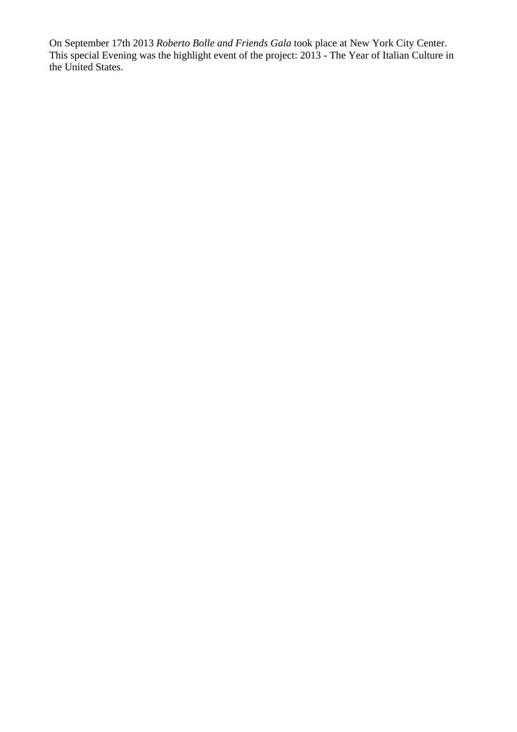On September 17th 2013 *Roberto Bolle and Friends Gala* took place at New York City Center. This special Evening was the highlight event of the project: 2013 - The Year of Italian Culture in the United States.